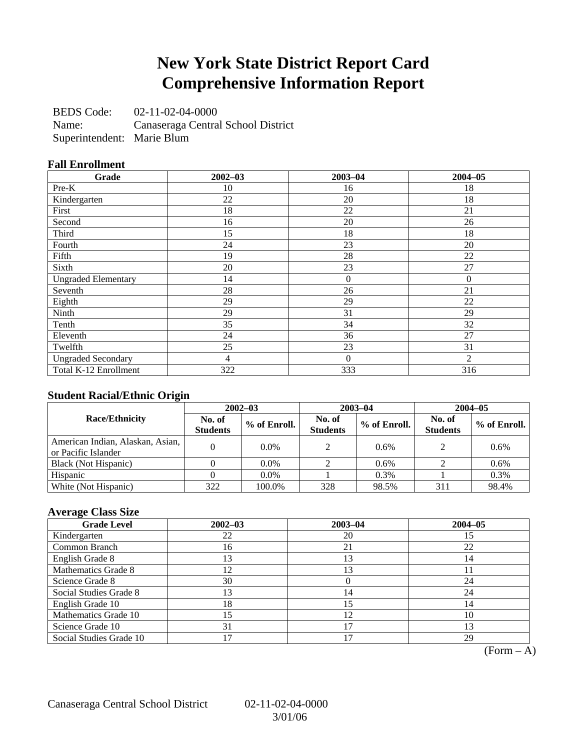# New York State District Report Card
# Comprehensive Information Report

BEDS Code: 02-11-02-04-0000
Name: Canaseraga Central School District
Superintendent: Marie Blum

### Fall Enrollment

| Grade | 2002–03 | 2003–04 | 2004–05 |
|---|---|---|---|
| Pre-K | 10 | 16 | 18 |
| Kindergarten | 22 | 20 | 18 |
| First | 18 | 22 | 21 |
| Second | 16 | 20 | 26 |
| Third | 15 | 18 | 18 |
| Fourth | 24 | 23 | 20 |
| Fifth | 19 | 28 | 22 |
| Sixth | 20 | 23 | 27 |
| Ungraded Elementary | 14 | 0 | 0 |
| Seventh | 28 | 26 | 21 |
| Eighth | 29 | 29 | 22 |
| Ninth | 29 | 31 | 29 |
| Tenth | 35 | 34 | 32 |
| Eleventh | 24 | 36 | 27 |
| Twelfth | 25 | 23 | 31 |
| Ungraded Secondary | 4 | 0 | 2 |
| Total K-12 Enrollment | 322 | 333 | 316 |

### Student Racial/Ethnic Origin

| Race/Ethnicity | 2002–03 | | 2003–04 | | 2004–05 | |
|---|---|---|---|---|---|---|
| | No. of Students | % of Enroll. | No. of Students | % of Enroll. | No. of Students | % of Enroll. |
| American Indian, Alaskan, Asian, or Pacific Islander | 0 | 0.0% | 2 | 0.6% | 2 | 0.6% |
| Black (Not Hispanic) | 0 | 0.0% | 2 | 0.6% | 2 | 0.6% |
| Hispanic | 0 | 0.0% | 1 | 0.3% | 1 | 0.3% |
| White (Not Hispanic) | 322 | 100.0% | 328 | 98.5% | 311 | 98.4% |

### Average Class Size

| Grade Level | 2002–03 | 2003–04 | 2004–05 |
|---|---|---|---|
| Kindergarten | 22 | 20 | 15 |
| Common Branch | 16 | 21 | 22 |
| English Grade 8 | 13 | 13 | 14 |
| Mathematics Grade 8 | 12 | 13 | 11 |
| Science Grade 8 | 30 | 0 | 24 |
| Social Studies Grade 8 | 13 | 14 | 24 |
| English Grade 10 | 18 | 15 | 14 |
| Mathematics Grade 10 | 15 | 12 | 10 |
| Science Grade 10 | 31 | 17 | 13 |
| Social Studies Grade 10 | 17 | 17 | 29 |

(Form – A)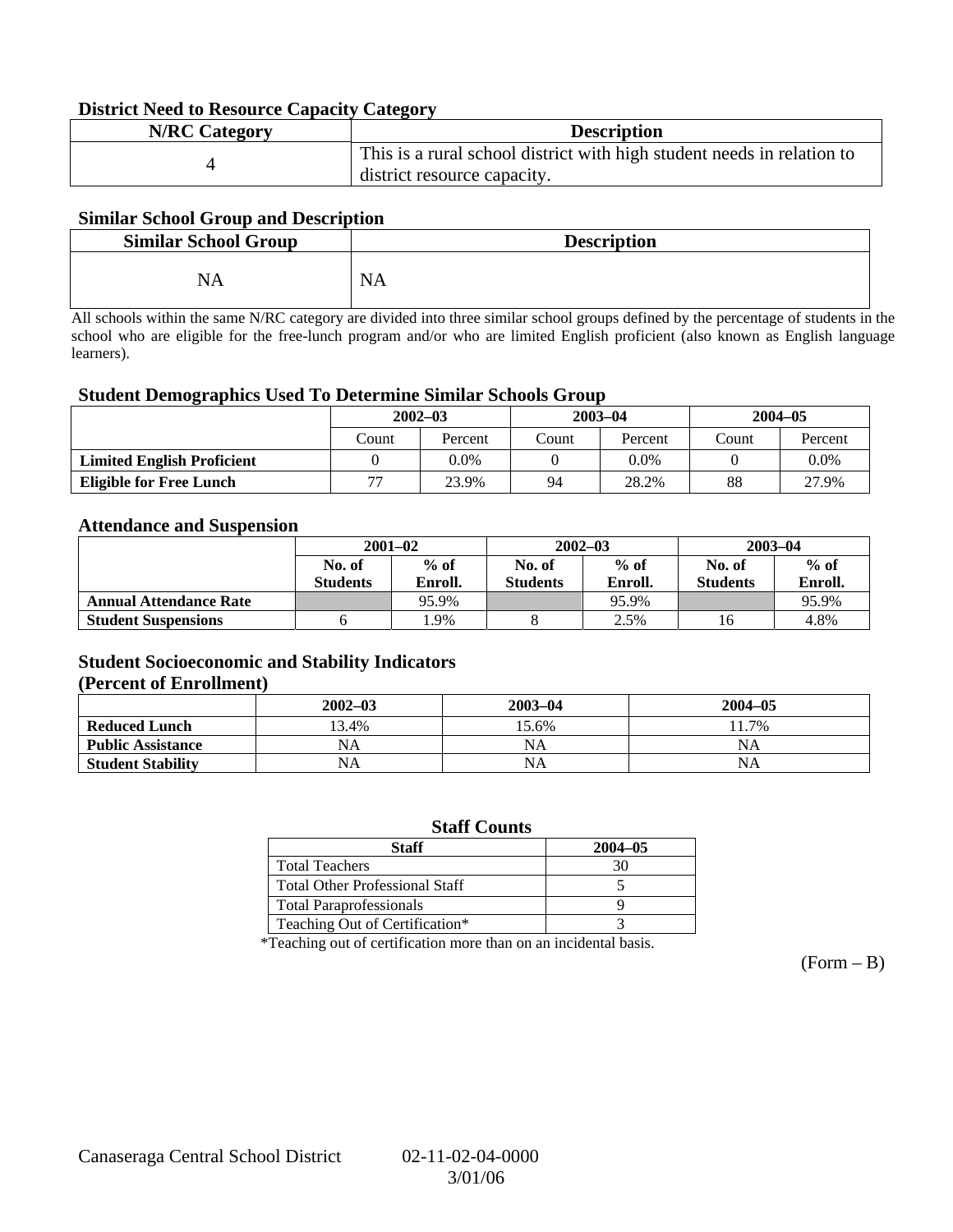### District Need to Resource Capacity Category

| N/RC Category | Description |
|---|---|
| 4 | This is a rural school district with high student needs in relation to district resource capacity. |

### Similar School Group and Description

| Similar School Group | Description |
|---|---|
| NA | NA |

All schools within the same N/RC category are divided into three similar school groups defined by the percentage of students in the school who are eligible for the free-lunch program and/or who are limited English proficient (also known as English language learners).

### Student Demographics Used To Determine Similar Schools Group

| | 2002–03 | | 2003–04 | | 2004–05 | |
|---|---|---|---|---|---|---|
| | Count | Percent | Count | Percent | Count | Percent |
| **Limited English Proficient** | 0 | 0.0% | 0 | 0.0% | 0 | 0.0% |
| **Eligible for Free Lunch** | 77 | 23.9% | 94 | 28.2% | 88 | 27.9% |

### Attendance and Suspension

| | 2001–02 | | 2002–03 | | 2003–04 | |
|---|---|---|---|---|---|---|
| | No. of Students | % of Enroll. | No. of Students | % of Enroll. | No. of Students | % of Enroll. |
| **Annual Attendance Rate** | | 95.9% | | 95.9% | | 95.9% |
| **Student Suspensions** | 6 | 1.9% | 8 | 2.5% | 16 | 4.8% |

### Student Socioeconomic and Stability Indicators (Percent of Enrollment)

| | 2002–03 | 2003–04 | 2004–05 |
|---|---|---|---|
| **Reduced Lunch** | 13.4% | 15.6% | 11.7% |
| **Public Assistance** | NA | NA | NA |
| **Student Stability** | NA | NA | NA |

### Staff Counts

| Staff | 2004–05 |
|---|---|
| Total Teachers | 30 |
| Total Other Professional Staff | 5 |
| Total Paraprofessionals | 9 |
| Teaching Out of Certification* | 3 |

*Teaching out of certification more than on an incidental basis.

(Form – B)

Canaseraga Central School District 02-11-02-04-0000 3/01/06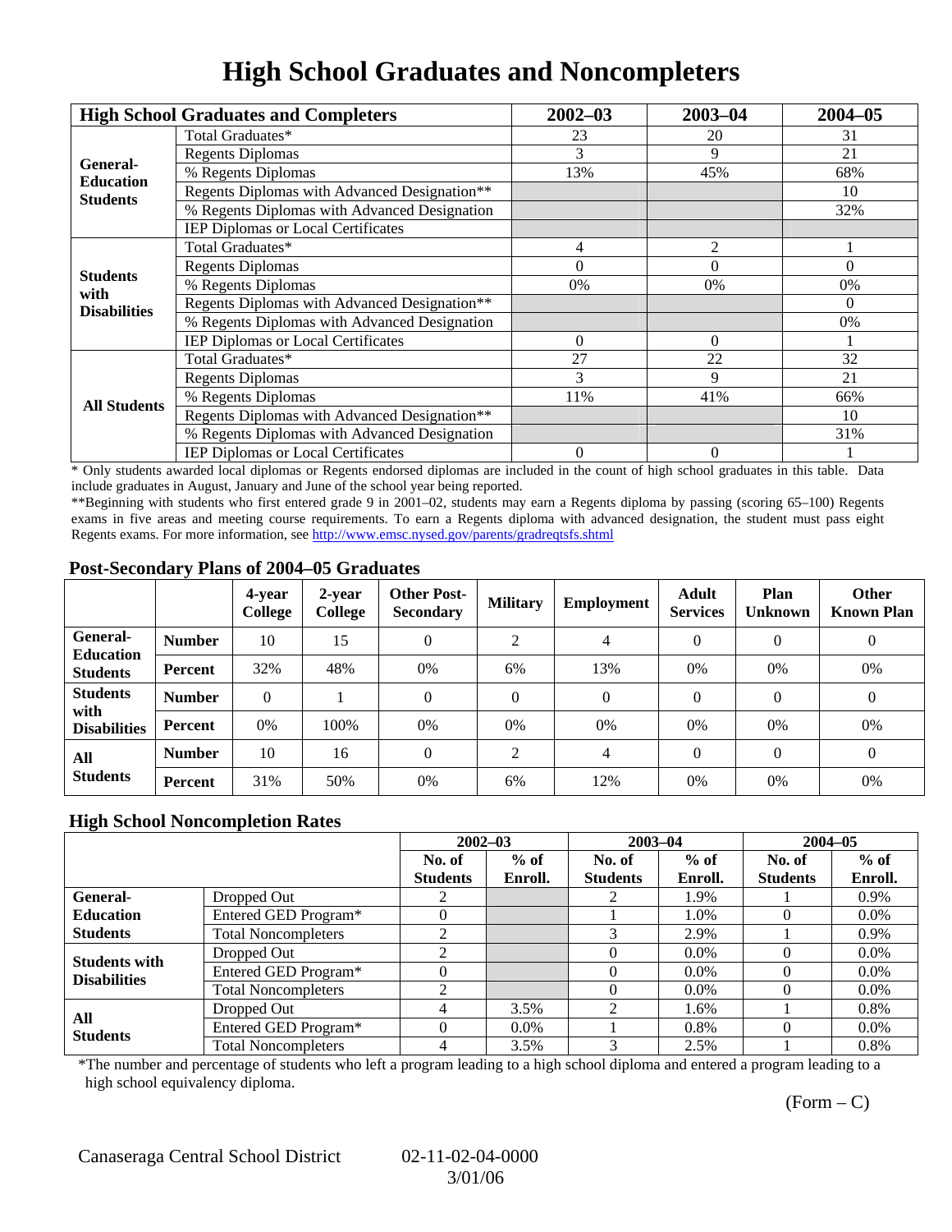# High School Graduates and Noncompleters

| High School Graduates and Completers | | 2002–03 | 2003–04 | 2004–05 |
|---|---|---|---|---|
| General-Education Students | Total Graduates* | 23 | 20 | 31 |
| | Regents Diplomas | 3 | 9 | 21 |
| | % Regents Diplomas | 13% | 45% | 68% |
| | Regents Diplomas with Advanced Designation** | | | 10 |
| | % Regents Diplomas with Advanced Designation | | | 32% |
| | IEP Diplomas or Local Certificates | | | |
| Students with Disabilities | Total Graduates* | 4 | 2 | 1 |
| | Regents Diplomas | 0 | 0 | 0 |
| | % Regents Diplomas | 0% | 0% | 0% |
| | Regents Diplomas with Advanced Designation** | | | 0 |
| | % Regents Diplomas with Advanced Designation | | | 0% |
| | IEP Diplomas or Local Certificates | 0 | 0 | 1 |
| All Students | Total Graduates* | 27 | 22 | 32 |
| | Regents Diplomas | 3 | 9 | 21 |
| | % Regents Diplomas | 11% | 41% | 66% |
| | Regents Diplomas with Advanced Designation** | | | 10 |
| | % Regents Diplomas with Advanced Designation | | | 31% |
| | IEP Diplomas or Local Certificates | 0 | 0 | 1 |

* Only students awarded local diplomas or Regents endorsed diplomas are included in the count of high school graduates in this table. Data include graduates in August, January and June of the school year being reported.

**Beginning with students who first entered grade 9 in 2001–02, students may earn a Regents diploma by passing (scoring 65–100) Regents exams in five areas and meeting course requirements. To earn a Regents diploma with advanced designation, the student must pass eight Regents exams. For more information, see http://www.emsc.nysed.gov/parents/gradreqtsfs.shtml

## Post-Secondary Plans of 2004–05 Graduates

| | | 4-year College | 2-year College | Other Post-Secondary | Military | Employment | Adult Services | Plan Unknown | Other Known Plan |
|---|---|---|---|---|---|---|---|---|---|
| General-Education Students | Number | 10 | 15 | 0 | 2 | 4 | 0 | 0 | 0 |
| | Percent | 32% | 48% | 0% | 6% | 13% | 0% | 0% | 0% |
| Students with Disabilities | Number | 0 | 1 | 0 | 0 | 0 | 0 | 0 | 0 |
| | Percent | 0% | 100% | 0% | 0% | 0% | 0% | 0% | 0% |
| All Students | Number | 10 | 16 | 0 | 2 | 4 | 0 | 0 | 0 |
| | Percent | 31% | 50% | 0% | 6% | 12% | 0% | 0% | 0% |

## High School Noncompletion Rates

| | | 2002–03 | | 2003–04 | | 2004–05 | |
|---|---|---|---|---|---|---|---|
| | | No. of Students | % of Enroll. | No. of Students | % of Enroll. | No. of Students | % of Enroll. |
| General-Education Students | Dropped Out | 2 | | 2 | 1.9% | 1 | 0.9% |
| | Entered GED Program* | 0 | | 1 | 1.0% | 0 | 0.0% |
| | Total Noncompleters | 2 | | 3 | 2.9% | 1 | 0.9% |
| Students with Disabilities | Dropped Out | 2 | | 0 | 0.0% | 0 | 0.0% |
| | Entered GED Program* | 0 | | 0 | 0.0% | 0 | 0.0% |
| | Total Noncompleters | 2 | | 0 | 0.0% | 0 | 0.0% |
| All Students | Dropped Out | 4 | 3.5% | 2 | 1.6% | 1 | 0.8% |
| | Entered GED Program* | 0 | 0.0% | 1 | 0.8% | 0 | 0.0% |
| | Total Noncompleters | 4 | 3.5% | 3 | 2.5% | 1 | 0.8% |

*The number and percentage of students who left a program leading to a high school diploma and entered a program leading to a high school equivalency diploma.

(Form – C)

Canaseraga Central School District 02-11-02-04-0000 3/01/06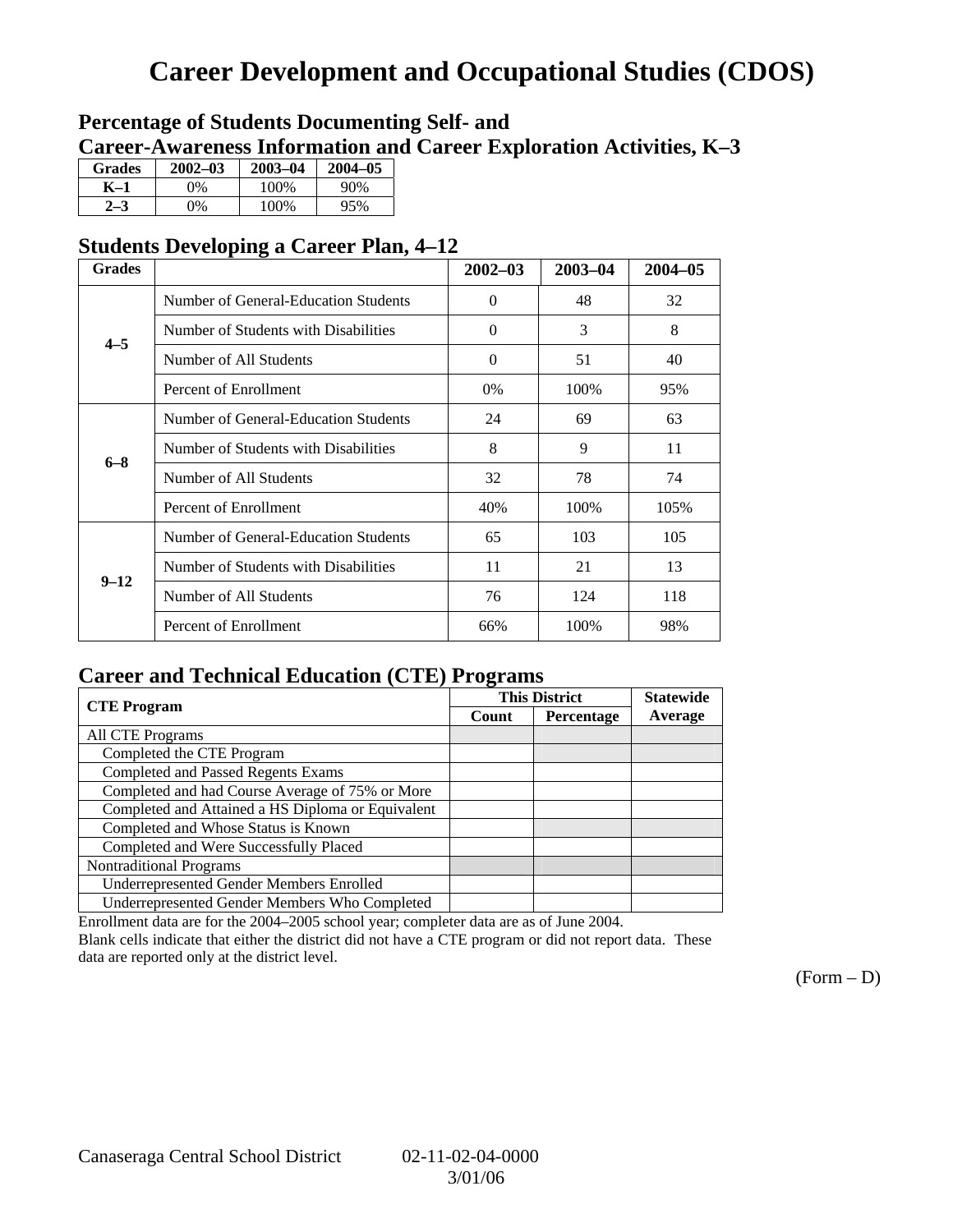# Career Development and Occupational Studies (CDOS)

## Percentage of Students Documenting Self- and Career-Awareness Information and Career Exploration Activities, K–3

| Grades | 2002–03 | 2003–04 | 2004–05 |
|---|---|---|---|
| K–1 | 0% | 100% | 90% |
| 2–3 | 0% | 100% | 95% |

## Students Developing a Career Plan, 4–12

| Grades | | 2002–03 | 2003–04 | 2004–05 |
|---|---|---|---|---|
| 4–5 | Number of General-Education Students | 0 | 48 | 32 |
| | Number of Students with Disabilities | 0 | 3 | 8 |
| | Number of All Students | 0 | 51 | 40 |
| | Percent of Enrollment | 0% | 100% | 95% |
| 6–8 | Number of General-Education Students | 24 | 69 | 63 |
| | Number of Students with Disabilities | 8 | 9 | 11 |
| | Number of All Students | 32 | 78 | 74 |
| | Percent of Enrollment | 40% | 100% | 105% |
| 9–12 | Number of General-Education Students | 65 | 103 | 105 |
| | Number of Students with Disabilities | 11 | 21 | 13 |
| | Number of All Students | 76 | 124 | 118 |
| | Percent of Enrollment | 66% | 100% | 98% |

## Career and Technical Education (CTE) Programs

| CTE Program | This District | | Statewide |
|---|---|---|---|
| | Count | Percentage | Average |
| All CTE Programs | | | |
| Completed the CTE Program | | | |
| Completed and Passed Regents Exams | | | |
| Completed and had Course Average of 75% or More | | | |
| Completed and Attained a HS Diploma or Equivalent | | | |
| Completed and Whose Status is Known | | | |
| Completed and Were Successfully Placed | | | |
| Nontraditional Programs | | | |
| Underrepresented Gender Members Enrolled | | | |
| Underrepresented Gender Members Who Completed | | | |

Enrollment data are for the 2004–2005 school year; completer data are as of June 2004.
Blank cells indicate that either the district did not have a CTE program or did not report data. These data are reported only at the district level.

(Form – D)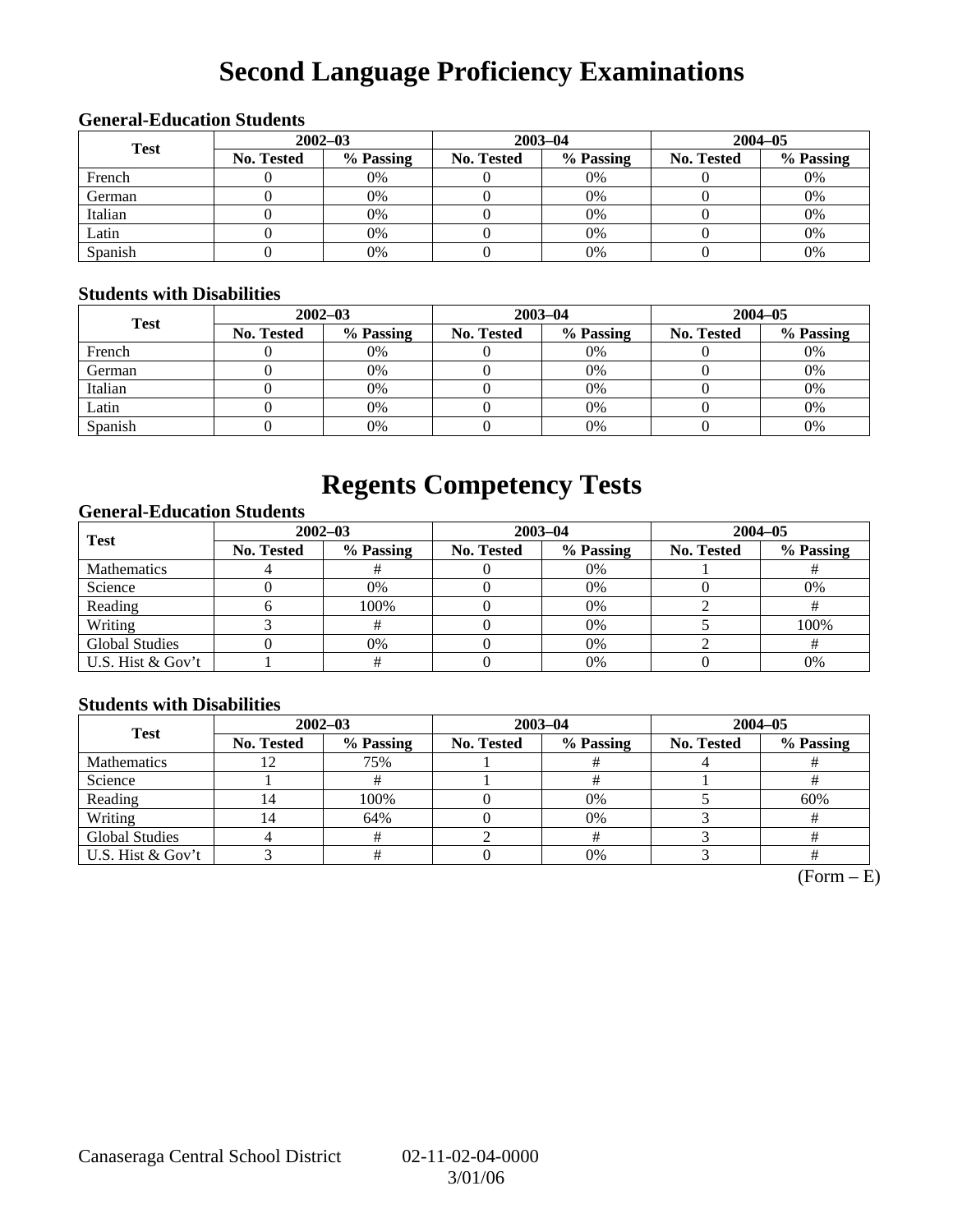# Second Language Proficiency Examinations

### General-Education Students

| Test | 2002–03 | | 2003–04 | | 2004–05 | |
|---|---|---|---|---|---|---|
| | No. Tested | % Passing | No. Tested | % Passing | No. Tested | % Passing |
| French | 0 | 0% | 0 | 0% | 0 | 0% |
| German | 0 | 0% | 0 | 0% | 0 | 0% |
| Italian | 0 | 0% | 0 | 0% | 0 | 0% |
| Latin | 0 | 0% | 0 | 0% | 0 | 0% |
| Spanish | 0 | 0% | 0 | 0% | 0 | 0% |

### Students with Disabilities

| Test | 2002–03 | | 2003–04 | | 2004–05 | |
|---|---|---|---|---|---|---|
| | No. Tested | % Passing | No. Tested | % Passing | No. Tested | % Passing |
| French | 0 | 0% | 0 | 0% | 0 | 0% |
| German | 0 | 0% | 0 | 0% | 0 | 0% |
| Italian | 0 | 0% | 0 | 0% | 0 | 0% |
| Latin | 0 | 0% | 0 | 0% | 0 | 0% |
| Spanish | 0 | 0% | 0 | 0% | 0 | 0% |

# Regents Competency Tests

### General-Education Students

| Test | 2002–03 | | 2003–04 | | 2004–05 | |
|---|---|---|---|---|---|---|
| | No. Tested | % Passing | No. Tested | % Passing | No. Tested | % Passing |
| Mathematics | 4 | # | 0 | 0% | 1 | # |
| Science | 0 | 0% | 0 | 0% | 0 | 0% |
| Reading | 6 | 100% | 0 | 0% | 2 | # |
| Writing | 3 | # | 0 | 0% | 5 | 100% |
| Global Studies | 0 | 0% | 0 | 0% | 2 | # |
| U.S. Hist & Gov't | 1 | # | 0 | 0% | 0 | 0% |

### Students with Disabilities

| Test | 2002–03 | | 2003–04 | | 2004–05 | |
|---|---|---|---|---|---|---|
| | No. Tested | % Passing | No. Tested | % Passing | No. Tested | % Passing |
| Mathematics | 12 | 75% | 1 | # | 4 | # |
| Science | 1 | # | 1 | # | 1 | # |
| Reading | 14 | 100% | 0 | 0% | 5 | 60% |
| Writing | 14 | 64% | 0 | 0% | 3 | # |
| Global Studies | 4 | # | 2 | # | 3 | # |
| U.S. Hist & Gov't | 3 | # | 0 | 0% | 3 | # |

(Form – E)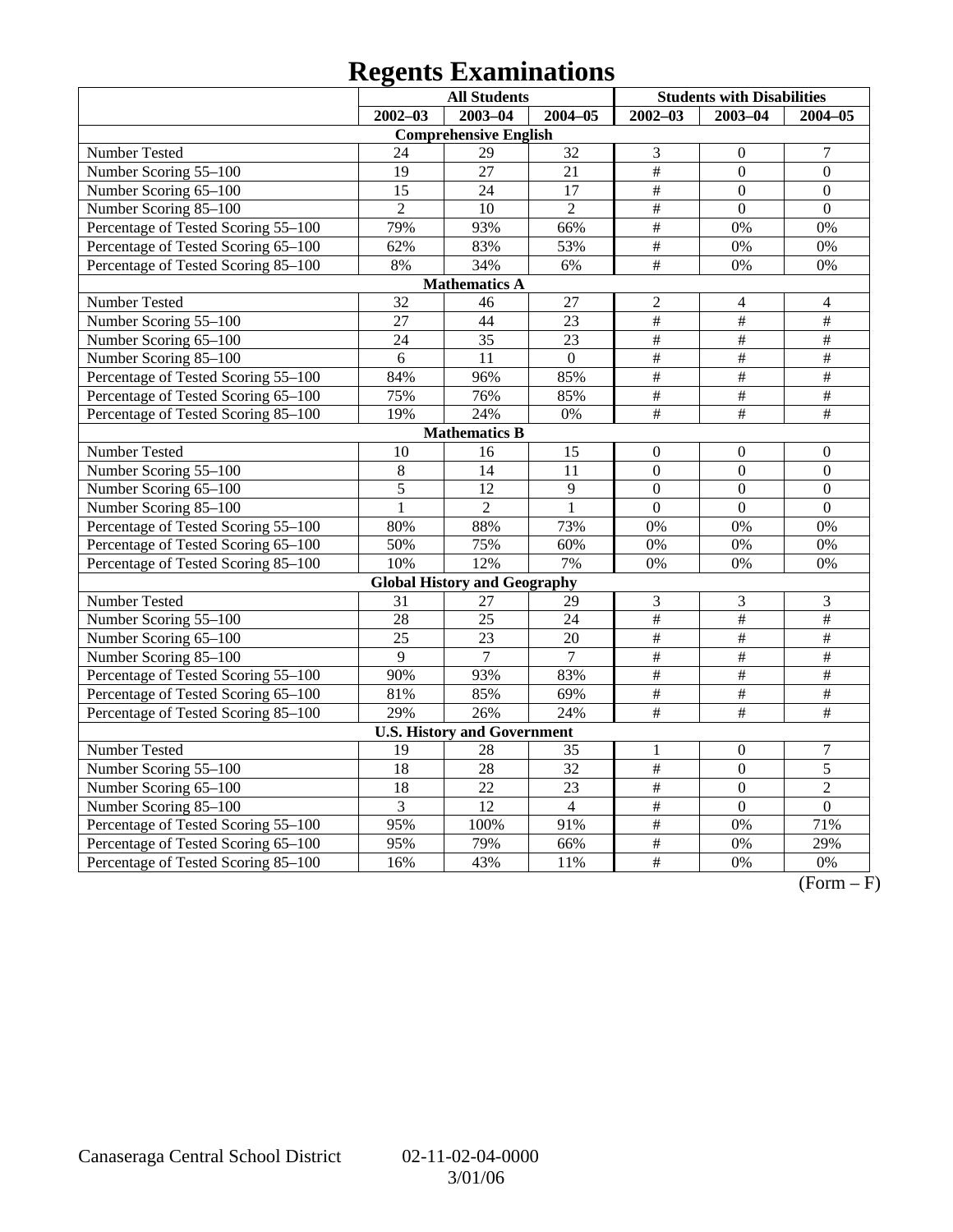# Regents Examinations

| | All Students | | | Students with Disabilities | | |
|---|---|---|---|---|---|---|
| | 2002–03 | 2003–04 | 2004–05 | 2002–03 | 2003–04 | 2004–05 |
| **Comprehensive English** | | | | | | |
| Number Tested | 24 | 29 | 32 | 3 | 0 | 7 |
| Number Scoring 55–100 | 19 | 27 | 21 | # | 0 | 0 |
| Number Scoring 65–100 | 15 | 24 | 17 | # | 0 | 0 |
| Number Scoring 85–100 | 2 | 10 | 2 | # | 0 | 0 |
| Percentage of Tested Scoring 55–100 | 79% | 93% | 66% | # | 0% | 0% |
| Percentage of Tested Scoring 65–100 | 62% | 83% | 53% | # | 0% | 0% |
| Percentage of Tested Scoring 85–100 | 8% | 34% | 6% | # | 0% | 0% |
| **Mathematics A** | | | | | | |
| Number Tested | 32 | 46 | 27 | 2 | 4 | 4 |
| Number Scoring 55–100 | 27 | 44 | 23 | # | # | # |
| Number Scoring 65–100 | 24 | 35 | 23 | # | # | # |
| Number Scoring 85–100 | 6 | 11 | 0 | # | # | # |
| Percentage of Tested Scoring 55–100 | 84% | 96% | 85% | # | # | # |
| Percentage of Tested Scoring 65–100 | 75% | 76% | 85% | # | # | # |
| Percentage of Tested Scoring 85–100 | 19% | 24% | 0% | # | # | # |
| **Mathematics B** | | | | | | |
| Number Tested | 10 | 16 | 15 | 0 | 0 | 0 |
| Number Scoring 55–100 | 8 | 14 | 11 | 0 | 0 | 0 |
| Number Scoring 65–100 | 5 | 12 | 9 | 0 | 0 | 0 |
| Number Scoring 85–100 | 1 | 2 | 1 | 0 | 0 | 0 |
| Percentage of Tested Scoring 55–100 | 80% | 88% | 73% | 0% | 0% | 0% |
| Percentage of Tested Scoring 65–100 | 50% | 75% | 60% | 0% | 0% | 0% |
| Percentage of Tested Scoring 85–100 | 10% | 12% | 7% | 0% | 0% | 0% |
| **Global History and Geography** | | | | | | |
| Number Tested | 31 | 27 | 29 | 3 | 3 | 3 |
| Number Scoring 55–100 | 28 | 25 | 24 | # | # | # |
| Number Scoring 65–100 | 25 | 23 | 20 | # | # | # |
| Number Scoring 85–100 | 9 | 7 | 7 | # | # | # |
| Percentage of Tested Scoring 55–100 | 90% | 93% | 83% | # | # | # |
| Percentage of Tested Scoring 65–100 | 81% | 85% | 69% | # | # | # |
| Percentage of Tested Scoring 85–100 | 29% | 26% | 24% | # | # | # |
| **U.S. History and Government** | | | | | | |
| Number Tested | 19 | 28 | 35 | 1 | 0 | 7 |
| Number Scoring 55–100 | 18 | 28 | 32 | # | 0 | 5 |
| Number Scoring 65–100 | 18 | 22 | 23 | # | 0 | 2 |
| Number Scoring 85–100 | 3 | 12 | 4 | # | 0 | 0 |
| Percentage of Tested Scoring 55–100 | 95% | 100% | 91% | # | 0% | 71% |
| Percentage of Tested Scoring 65–100 | 95% | 79% | 66% | # | 0% | 29% |
| Percentage of Tested Scoring 85–100 | 16% | 43% | 11% | # | 0% | 0% |

(Form – F)

Canaseraga Central School District 02-11-02-04-0000 3/01/06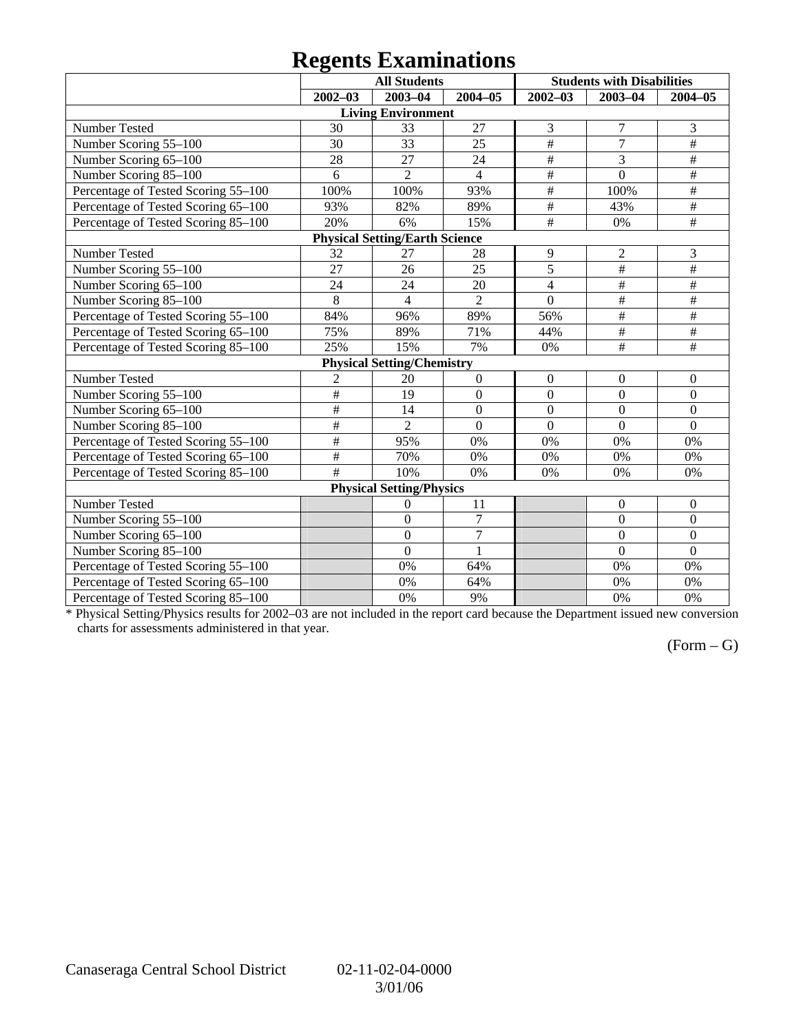# Regents Examinations

| | All Students | | | Students with Disabilities | | |
|---|---|---|---|---|---|---|
| | 2002–03 | 2003–04 | 2004–05 | 2002–03 | 2003–04 | 2004–05 |
| **Living Environment** | | | | | | |
| Number Tested | 30 | 33 | 27 | 3 | 7 | 3 |
| Number Scoring 55–100 | 30 | 33 | 25 | # | 7 | # |
| Number Scoring 65–100 | 28 | 27 | 24 | # | 3 | # |
| Number Scoring 85–100 | 6 | 2 | 4 | # | 0 | # |
| Percentage of Tested Scoring 55–100 | 100% | 100% | 93% | # | 100% | # |
| Percentage of Tested Scoring 65–100 | 93% | 82% | 89% | # | 43% | # |
| Percentage of Tested Scoring 85–100 | 20% | 6% | 15% | # | 0% | # |
| **Physical Setting/Earth Science** | | | | | | |
| Number Tested | 32 | 27 | 28 | 9 | 2 | 3 |
| Number Scoring 55–100 | 27 | 26 | 25 | 5 | # | # |
| Number Scoring 65–100 | 24 | 24 | 20 | 4 | # | # |
| Number Scoring 85–100 | 8 | 4 | 2 | 0 | # | # |
| Percentage of Tested Scoring 55–100 | 84% | 96% | 89% | 56% | # | # |
| Percentage of Tested Scoring 65–100 | 75% | 89% | 71% | 44% | # | # |
| Percentage of Tested Scoring 85–100 | 25% | 15% | 7% | 0% | # | # |
| **Physical Setting/Chemistry** | | | | | | |
| Number Tested | 2 | 20 | 0 | 0 | 0 | 0 |
| Number Scoring 55–100 | # | 19 | 0 | 0 | 0 | 0 |
| Number Scoring 65–100 | # | 14 | 0 | 0 | 0 | 0 |
| Number Scoring 85–100 | # | 2 | 0 | 0 | 0 | 0 |
| Percentage of Tested Scoring 55–100 | # | 95% | 0% | 0% | 0% | 0% |
| Percentage of Tested Scoring 65–100 | # | 70% | 0% | 0% | 0% | 0% |
| Percentage of Tested Scoring 85–100 | # | 10% | 0% | 0% | 0% | 0% |
| **Physical Setting/Physics** | | | | | | |
| Number Tested | | 0 | 11 | | 0 | 0 |
| Number Scoring 55–100 | | 0 | 7 | | 0 | 0 |
| Number Scoring 65–100 | | 0 | 7 | | 0 | 0 |
| Number Scoring 85–100 | | 0 | 1 | | 0 | 0 |
| Percentage of Tested Scoring 55–100 | | 0% | 64% | | 0% | 0% |
| Percentage of Tested Scoring 65–100 | | 0% | 64% | | 0% | 0% |
| Percentage of Tested Scoring 85–100 | | 0% | 9% | | 0% | 0% |

* Physical Setting/Physics results for 2002–03 are not included in the report card because the Department issued new conversion charts for assessments administered in that year.

(Form – G)

Canaseraga Central School District 02-11-02-04-0000 3/01/06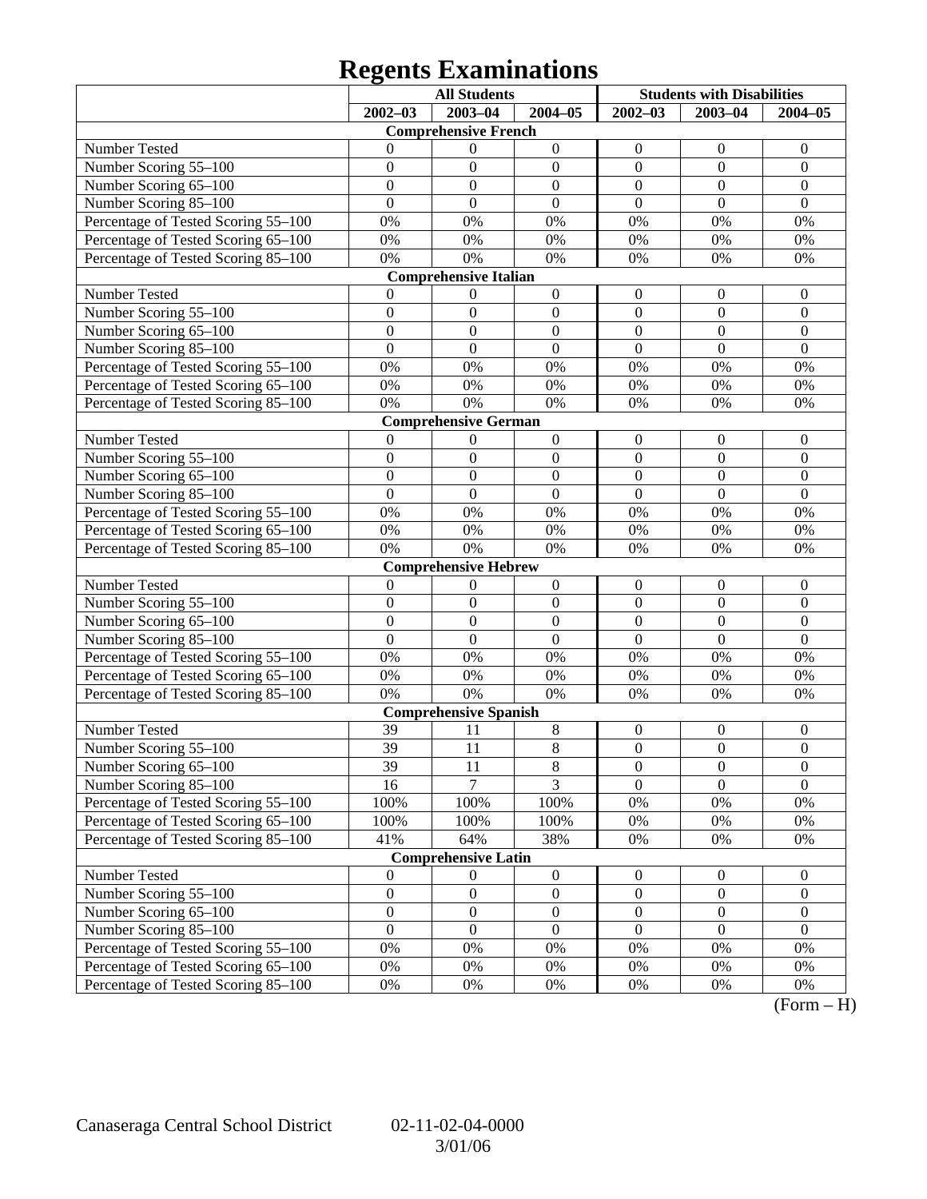# Regents Examinations

| | All Students | | | Students with Disabilities | | |
|---|---|---|---|---|---|---|
| | 2002–03 | 2003–04 | 2004–05 | 2002–03 | 2003–04 | 2004–05 |
| **Comprehensive French** | | | | | | |
| Number Tested | 0 | 0 | 0 | 0 | 0 | 0 |
| Number Scoring 55–100 | 0 | 0 | 0 | 0 | 0 | 0 |
| Number Scoring 65–100 | 0 | 0 | 0 | 0 | 0 | 0 |
| Number Scoring 85–100 | 0 | 0 | 0 | 0 | 0 | 0 |
| Percentage of Tested Scoring 55–100 | 0% | 0% | 0% | 0% | 0% | 0% |
| Percentage of Tested Scoring 65–100 | 0% | 0% | 0% | 0% | 0% | 0% |
| Percentage of Tested Scoring 85–100 | 0% | 0% | 0% | 0% | 0% | 0% |
| **Comprehensive Italian** | | | | | | |
| Number Tested | 0 | 0 | 0 | 0 | 0 | 0 |
| Number Scoring 55–100 | 0 | 0 | 0 | 0 | 0 | 0 |
| Number Scoring 65–100 | 0 | 0 | 0 | 0 | 0 | 0 |
| Number Scoring 85–100 | 0 | 0 | 0 | 0 | 0 | 0 |
| Percentage of Tested Scoring 55–100 | 0% | 0% | 0% | 0% | 0% | 0% |
| Percentage of Tested Scoring 65–100 | 0% | 0% | 0% | 0% | 0% | 0% |
| Percentage of Tested Scoring 85–100 | 0% | 0% | 0% | 0% | 0% | 0% |
| **Comprehensive German** | | | | | | |
| Number Tested | 0 | 0 | 0 | 0 | 0 | 0 |
| Number Scoring 55–100 | 0 | 0 | 0 | 0 | 0 | 0 |
| Number Scoring 65–100 | 0 | 0 | 0 | 0 | 0 | 0 |
| Number Scoring 85–100 | 0 | 0 | 0 | 0 | 0 | 0 |
| Percentage of Tested Scoring 55–100 | 0% | 0% | 0% | 0% | 0% | 0% |
| Percentage of Tested Scoring 65–100 | 0% | 0% | 0% | 0% | 0% | 0% |
| Percentage of Tested Scoring 85–100 | 0% | 0% | 0% | 0% | 0% | 0% |
| **Comprehensive Hebrew** | | | | | | |
| Number Tested | 0 | 0 | 0 | 0 | 0 | 0 |
| Number Scoring 55–100 | 0 | 0 | 0 | 0 | 0 | 0 |
| Number Scoring 65–100 | 0 | 0 | 0 | 0 | 0 | 0 |
| Number Scoring 85–100 | 0 | 0 | 0 | 0 | 0 | 0 |
| Percentage of Tested Scoring 55–100 | 0% | 0% | 0% | 0% | 0% | 0% |
| Percentage of Tested Scoring 65–100 | 0% | 0% | 0% | 0% | 0% | 0% |
| Percentage of Tested Scoring 85–100 | 0% | 0% | 0% | 0% | 0% | 0% |
| **Comprehensive Spanish** | | | | | | |
| Number Tested | 39 | 11 | 8 | 0 | 0 | 0 |
| Number Scoring 55–100 | 39 | 11 | 8 | 0 | 0 | 0 |
| Number Scoring 65–100 | 39 | 11 | 8 | 0 | 0 | 0 |
| Number Scoring 85–100 | 16 | 7 | 3 | 0 | 0 | 0 |
| Percentage of Tested Scoring 55–100 | 100% | 100% | 100% | 0% | 0% | 0% |
| Percentage of Tested Scoring 65–100 | 100% | 100% | 100% | 0% | 0% | 0% |
| Percentage of Tested Scoring 85–100 | 41% | 64% | 38% | 0% | 0% | 0% |
| **Comprehensive Latin** | | | | | | |
| Number Tested | 0 | 0 | 0 | 0 | 0 | 0 |
| Number Scoring 55–100 | 0 | 0 | 0 | 0 | 0 | 0 |
| Number Scoring 65–100 | 0 | 0 | 0 | 0 | 0 | 0 |
| Number Scoring 85–100 | 0 | 0 | 0 | 0 | 0 | 0 |
| Percentage of Tested Scoring 55–100 | 0% | 0% | 0% | 0% | 0% | 0% |
| Percentage of Tested Scoring 65–100 | 0% | 0% | 0% | 0% | 0% | 0% |
| Percentage of Tested Scoring 85–100 | 0% | 0% | 0% | 0% | 0% | 0% |

(Form – H)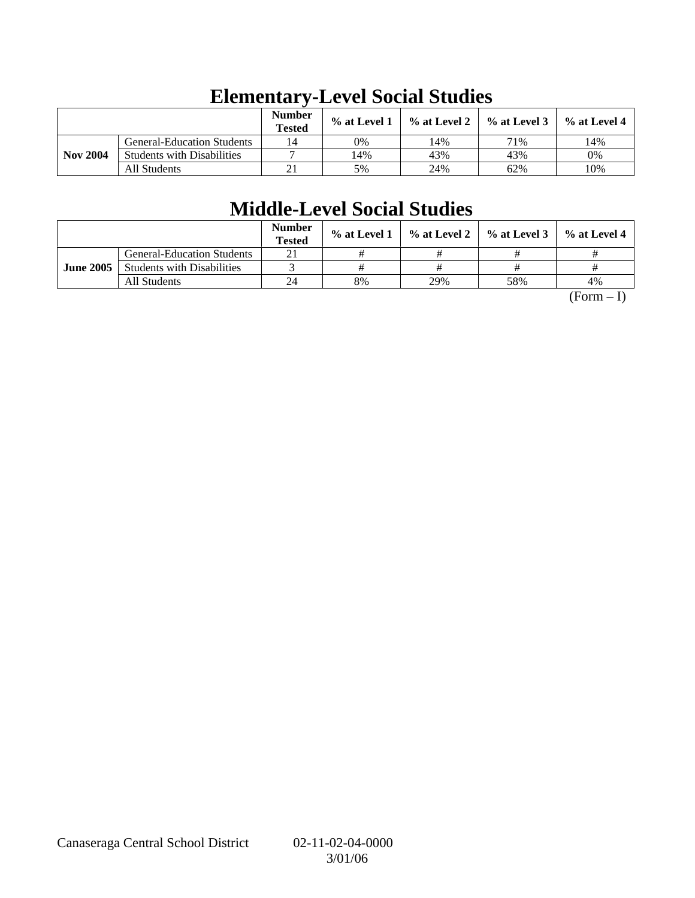# Elementary-Level Social Studies

| | | Number Tested | % at Level 1 | % at Level 2 | % at Level 3 | % at Level 4 |
|---|---|---|---|---|---|---|
| **Nov 2004** | General-Education Students | 14 | 0% | 14% | 71% | 14% |
| | Students with Disabilities | 7 | 14% | 43% | 43% | 0% |
| | All Students | 21 | 5% | 24% | 62% | 10% |

# Middle-Level Social Studies

| | | Number Tested | % at Level 1 | % at Level 2 | % at Level 3 | % at Level 4 |
|---|---|---|---|---|---|---|
| **June 2005** | General-Education Students | 21 | # | # | # | # |
| | Students with Disabilities | 3 | # | # | # | # |
| | All Students | 24 | 8% | 29% | 58% | 4% |

(Form – I)

Canaseraga Central School District 02-11-02-04-0000 3/01/06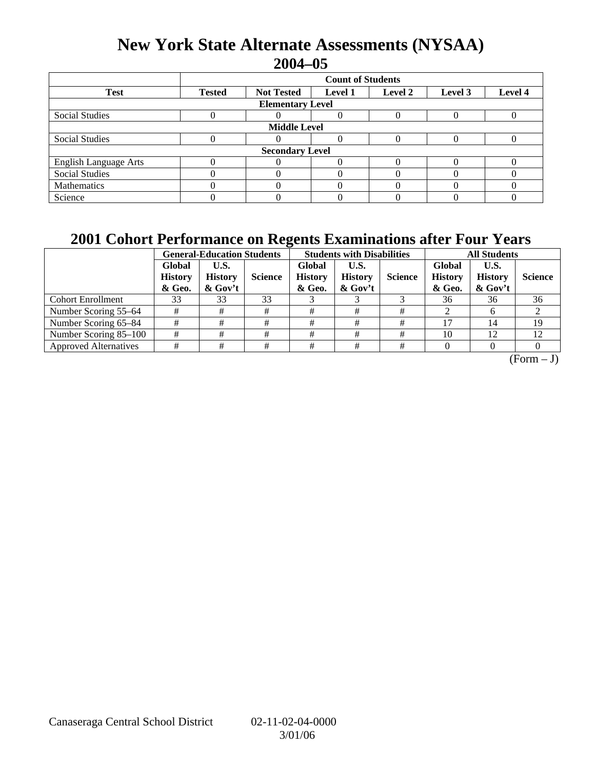# New York State Alternate Assessments (NYSAA)
## 2004–05

| | Count of Students | | | | | |
|---|---|---|---|---|---|---|
| **Test** | **Tested** | **Not Tested** | **Level 1** | **Level 2** | **Level 3** | **Level 4** |
| **Elementary Level** | | | | | | |
| Social Studies | 0 | 0 | 0 | 0 | 0 | 0 |
| **Middle Level** | | | | | | |
| Social Studies | 0 | 0 | 0 | 0 | 0 | 0 |
| **Secondary Level** | | | | | | |
| English Language Arts | 0 | 0 | 0 | 0 | 0 | 0 |
| Social Studies | 0 | 0 | 0 | 0 | 0 | 0 |
| Mathematics | 0 | 0 | 0 | 0 | 0 | 0 |
| Science | 0 | 0 | 0 | 0 | 0 | 0 |

## 2001 Cohort Performance on Regents Examinations after Four Years

| | General-Education Students | | | Students with Disabilities | | | All Students | | |
|---|---|---|---|---|---|---|---|---|---|
| | **Global History & Geo.** | **U.S. History & Gov't** | **Science** | **Global History & Geo.** | **U.S. History & Gov't** | **Science** | **Global History & Geo.** | **U.S. History & Gov't** | **Science** |
| Cohort Enrollment | 33 | 33 | 33 | 3 | 3 | 3 | 36 | 36 | 36 |
| Number Scoring 55–64 | # | # | # | # | # | # | 2 | 6 | 2 |
| Number Scoring 65–84 | # | # | # | # | # | # | 17 | 14 | 19 |
| Number Scoring 85–100 | # | # | # | # | # | # | 10 | 12 | 12 |
| Approved Alternatives | # | # | # | # | # | # | 0 | 0 | 0 |

(Form – J)

Canaseraga Central School District 02-11-02-04-0000
3/01/06